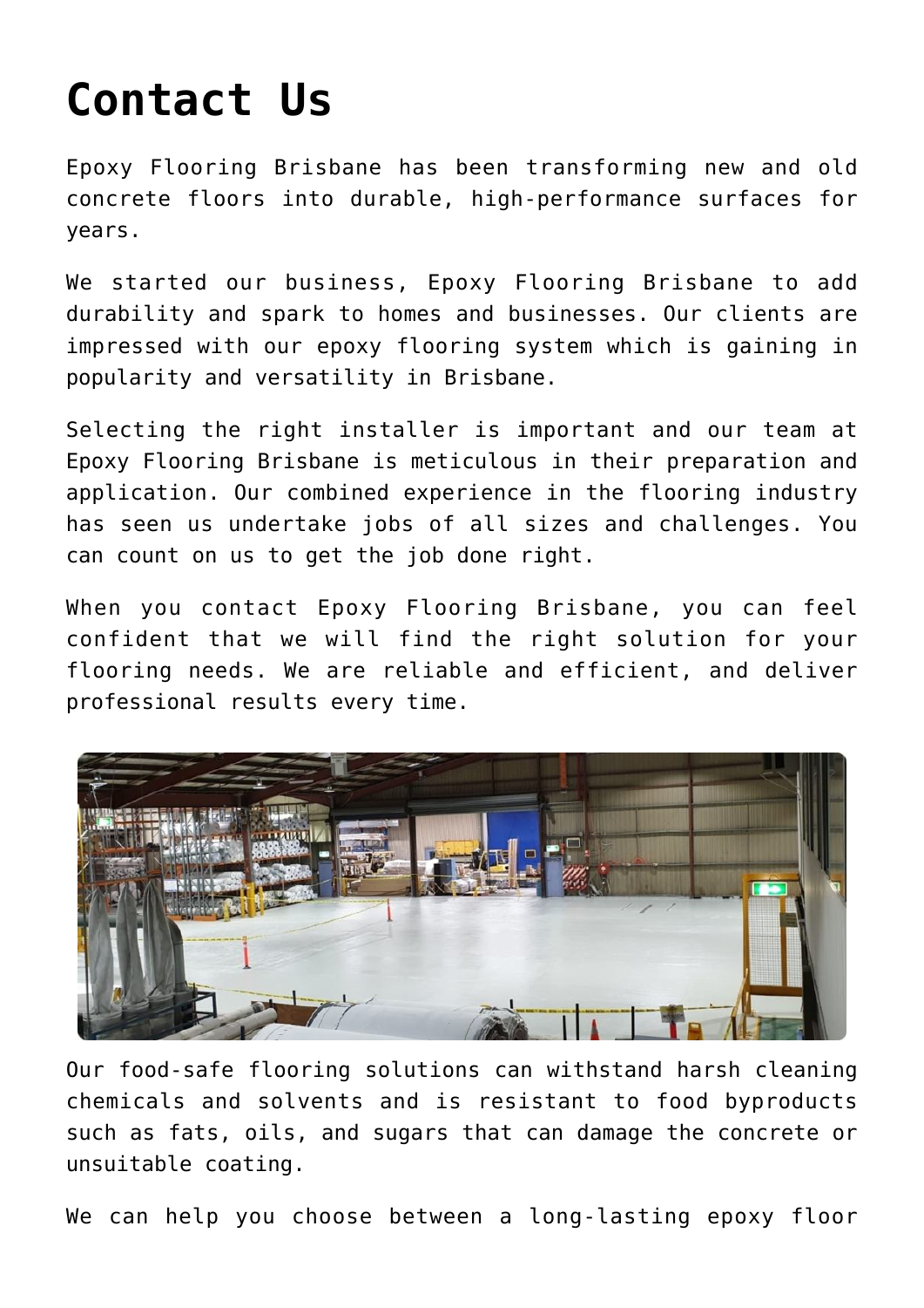# Contact Us

Epoxy Flooring Brisbane has been transforming new and old concrete floors into durable, high-performance surfaces for years.

We started our business, Epoxy Flooring Brisbane to add durability and spark to homes and businesses. Our clients are impressed with our epoxy flooring system which is gaining in popularity and versatility in Brisbane.

Selecting the right installer is important and our team at Epoxy Flooring Brisbane is meticulous in their preparation and application. Our combined experience in the flooring industry has seen us undertake jobs of all sizes and challenges. You can count on us to get the job done right.

When you contact Epoxy Flooring Brisbane, you can feel confident that we will find the right solution for your flooring needs. We are reliable and efficient, and deliver professional results every time.

Our food-safe flooring solutions can withstand harsh cleaning chemicals and solvents and is resistant to food byproducts such as fats, oils, and sugars that can damage the concrete or unsuitable coating.

We can help you choose between a long-lasting epoxy floor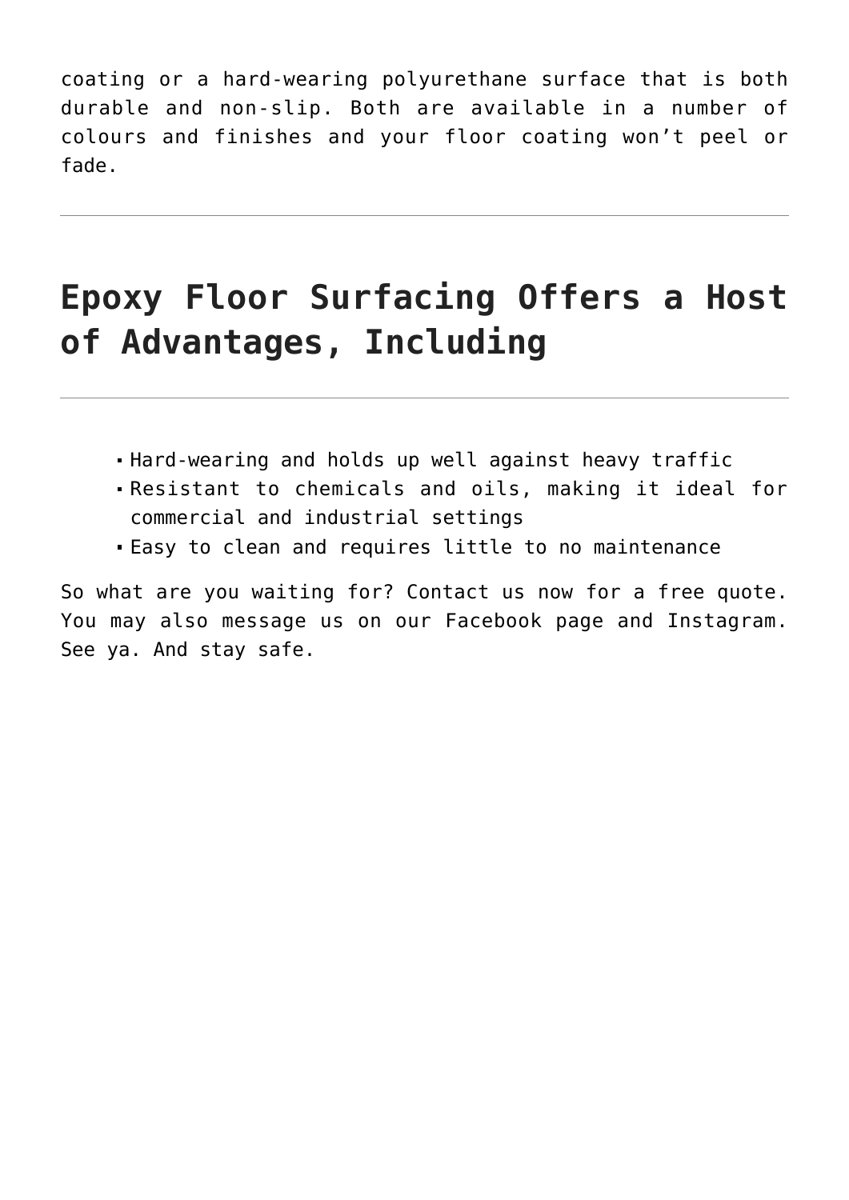coating or a hard-wearing polyurethane surface that is both durable and non-slip. Both are available in a number of colours and finishes and your floor coating won't peel or fade.

---

## Epoxy Floor Surfacing Offers a Host of Advantages, Including

---

- Hard-wearing and holds up well against heavy traffic
- Resistant to chemicals and oils, making it ideal for commercial and industrial settings
- Easy to clean and requires little to no maintenance

So what are you waiting for? Contact us now for a free quote. You may also message us on our Facebook page and Instagram. See ya. And stay safe.